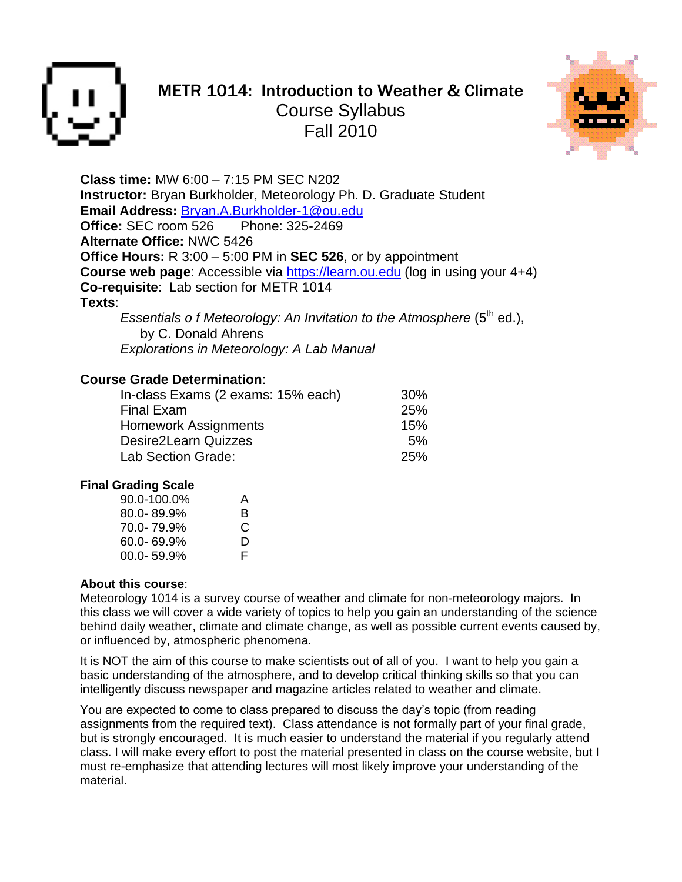# METR 1014: Introduction to Weather & Climate
## Course Syllabus
## Fall 2010

**Class time:** MW 6:00 – 7:15 PM SEC N202
**Instructor:** Bryan Burkholder, Meteorology Ph. D. Graduate Student
**Email Address:** Bryan.A.Burkholder-1@ou.edu
**Office:** SEC room 526 Phone: 325-2469
**Alternate Office:** NWC 5426
**Office Hours:** R 3:00 – 5:00 PM in **SEC 526**, or by appointment
**Course web page**: Accessible via https://learn.ou.edu (log in using your 4+4)
**Co-requisite**: Lab section for METR 1014
**Texts**:

*Essentials o f Meteorology: An Invitation to the Atmosphere* (5th ed.), by C. Donald Ahrens
*Explorations in Meteorology: A Lab Manual*

**Course Grade Determination**:

| | |
|---|---|
| In-class Exams (2 exams: 15% each) | 30% |
| Final Exam | 25% |
| Homework Assignments | 15% |
| Desire2Learn Quizzes | 5% |
| Lab Section Grade: | 25% |

**Final Grading Scale**

| | |
|---|---|
| 90.0-100.0% | A |
| 80.0- 89.9% | B |
| 70.0- 79.9% | C |
| 60.0- 69.9% | D |
| 00.0- 59.9% | F |

**About this course**:

Meteorology 1014 is a survey course of weather and climate for non-meteorology majors. In this class we will cover a wide variety of topics to help you gain an understanding of the science behind daily weather, climate and climate change, as well as possible current events caused by, or influenced by, atmospheric phenomena.

It is NOT the aim of this course to make scientists out of all of you. I want to help you gain a basic understanding of the atmosphere, and to develop critical thinking skills so that you can intelligently discuss newspaper and magazine articles related to weather and climate.

You are expected to come to class prepared to discuss the day's topic (from reading assignments from the required text). Class attendance is not formally part of your final grade, but is strongly encouraged. It is much easier to understand the material if you regularly attend class. I will make every effort to post the material presented in class on the course website, but I must re-emphasize that attending lectures will most likely improve your understanding of the material.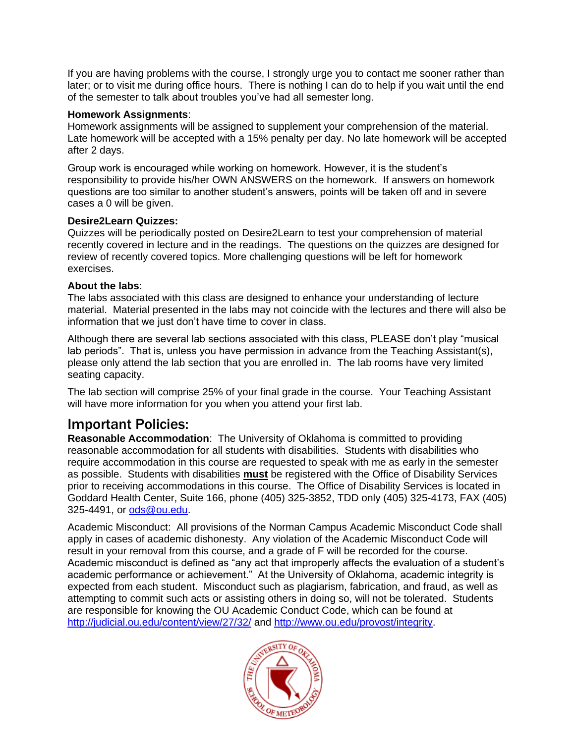If you are having problems with the course, I strongly urge you to contact me sooner rather than later; or to visit me during office hours. There is nothing I can do to help if you wait until the end of the semester to talk about troubles you've had all semester long.

**Homework Assignments**:
Homework assignments will be assigned to supplement your comprehension of the material. Late homework will be accepted with a 15% penalty per day. No late homework will be accepted after 2 days.

Group work is encouraged while working on homework. However, it is the student's responsibility to provide his/her OWN ANSWERS on the homework. If answers on homework questions are too similar to another student's answers, points will be taken off and in severe cases a 0 will be given.

**Desire2Learn Quizzes:**
Quizzes will be periodically posted on Desire2Learn to test your comprehension of material recently covered in lecture and in the readings. The questions on the quizzes are designed for review of recently covered topics. More challenging questions will be left for homework exercises.

**About the labs**:
The labs associated with this class are designed to enhance your understanding of lecture material. Material presented in the labs may not coincide with the lectures and there will also be information that we just don't have time to cover in class.

Although there are several lab sections associated with this class, PLEASE don't play "musical lab periods". That is, unless you have permission in advance from the Teaching Assistant(s), please only attend the lab section that you are enrolled in. The lab rooms have very limited seating capacity.

The lab section will comprise 25% of your final grade in the course. Your Teaching Assistant will have more information for you when you attend your first lab.

## Important Policies:

**Reasonable Accommodation**: The University of Oklahoma is committed to providing reasonable accommodation for all students with disabilities. Students with disabilities who require accommodation in this course are requested to speak with me as early in the semester as possible. Students with disabilities **must** be registered with the Office of Disability Services prior to receiving accommodations in this course. The Office of Disability Services is located in Goddard Health Center, Suite 166, phone (405) 325-3852, TDD only (405) 325-4173, FAX (405) 325-4491, or ods@ou.edu.

Academic Misconduct: All provisions of the Norman Campus Academic Misconduct Code shall apply in cases of academic dishonesty. Any violation of the Academic Misconduct Code will result in your removal from this course, and a grade of F will be recorded for the course. Academic misconduct is defined as "any act that improperly affects the evaluation of a student's academic performance or achievement." At the University of Oklahoma, academic integrity is expected from each student. Misconduct such as plagiarism, fabrication, and fraud, as well as attempting to commit such acts or assisting others in doing so, will not be tolerated. Students are responsible for knowing the OU Academic Conduct Code, which can be found at http://judicial.ou.edu/content/view/27/32/ and http://www.ou.edu/provost/integrity.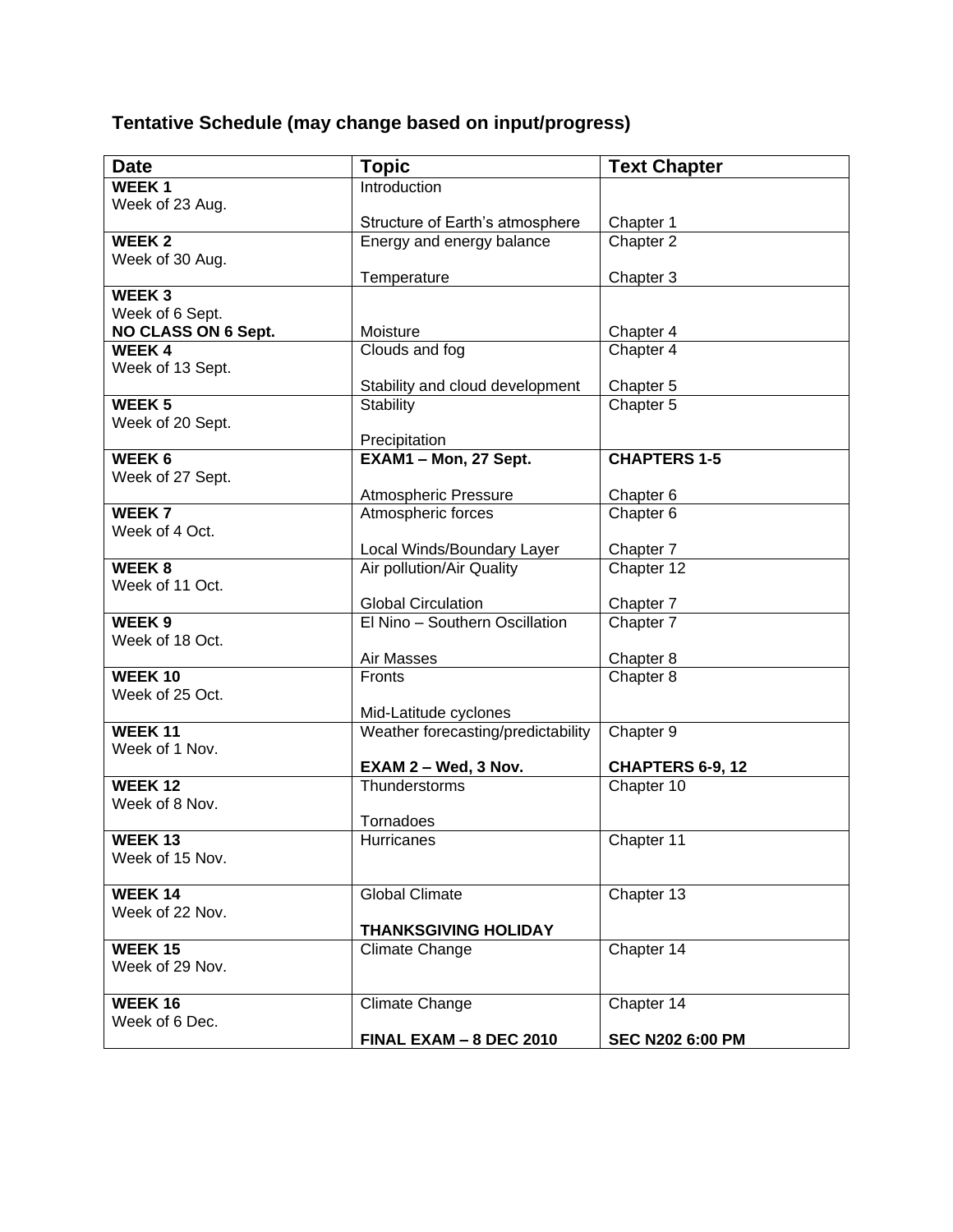**Tentative Schedule (may change based on input/progress)**

| Date | Topic | Text Chapter |
|---|---|---|
| **WEEK 1**<br>Week of 23 Aug. | Introduction<br><br>Structure of Earth's atmosphere | <br><br>Chapter 1 |
| **WEEK 2**<br>Week of 30 Aug. | Energy and energy balance<br><br>Temperature | Chapter 2<br><br>Chapter 3 |
| **WEEK 3**<br>Week of 6 Sept.<br>**NO CLASS ON 6 Sept.** | <br><br>Moisture | <br><br>Chapter 4 |
| **WEEK 4**<br>Week of 13 Sept. | Clouds and fog<br><br>Stability and cloud development | Chapter 4<br><br>Chapter 5 |
| **WEEK 5**<br>Week of 20 Sept. | Stability<br><br>Precipitation | Chapter 5 |
| **WEEK 6**<br>Week of 27 Sept. | **EXAM1 – Mon, 27 Sept.**<br><br>Atmospheric Pressure | **CHAPTERS 1-5**<br><br>Chapter 6 |
| **WEEK 7**<br>Week of 4 Oct. | Atmospheric forces<br><br>Local Winds/Boundary Layer | Chapter 6<br><br>Chapter 7 |
| **WEEK 8**<br>Week of 11 Oct. | Air pollution/Air Quality<br><br>Global Circulation | Chapter 12<br><br>Chapter 7 |
| **WEEK 9**<br>Week of 18 Oct. | El Nino – Southern Oscillation<br><br>Air Masses | Chapter 7<br><br>Chapter 8 |
| **WEEK 10**<br>Week of 25 Oct. | Fronts<br><br>Mid-Latitude cyclones | Chapter 8 |
| **WEEK 11**<br>Week of 1 Nov. | Weather forecasting/predictability<br><br>**EXAM 2 – Wed, 3 Nov.** | Chapter 9<br><br>**CHAPTERS 6-9, 12** |
| **WEEK 12**<br>Week of 8 Nov. | Thunderstorms<br><br>Tornadoes | Chapter 10 |
| **WEEK 13**<br>Week of 15 Nov. | Hurricanes | Chapter 11 |
| **WEEK 14**<br>Week of 22 Nov. | Global Climate<br><br>**THANKSGIVING HOLIDAY** | Chapter 13 |
| **WEEK 15**<br>Week of 29 Nov. | Climate Change | Chapter 14 |
| **WEEK 16**<br>Week of 6 Dec. | Climate Change<br><br>**FINAL EXAM – 8 DEC 2010** | Chapter 14<br><br>**SEC N202 6:00 PM** |